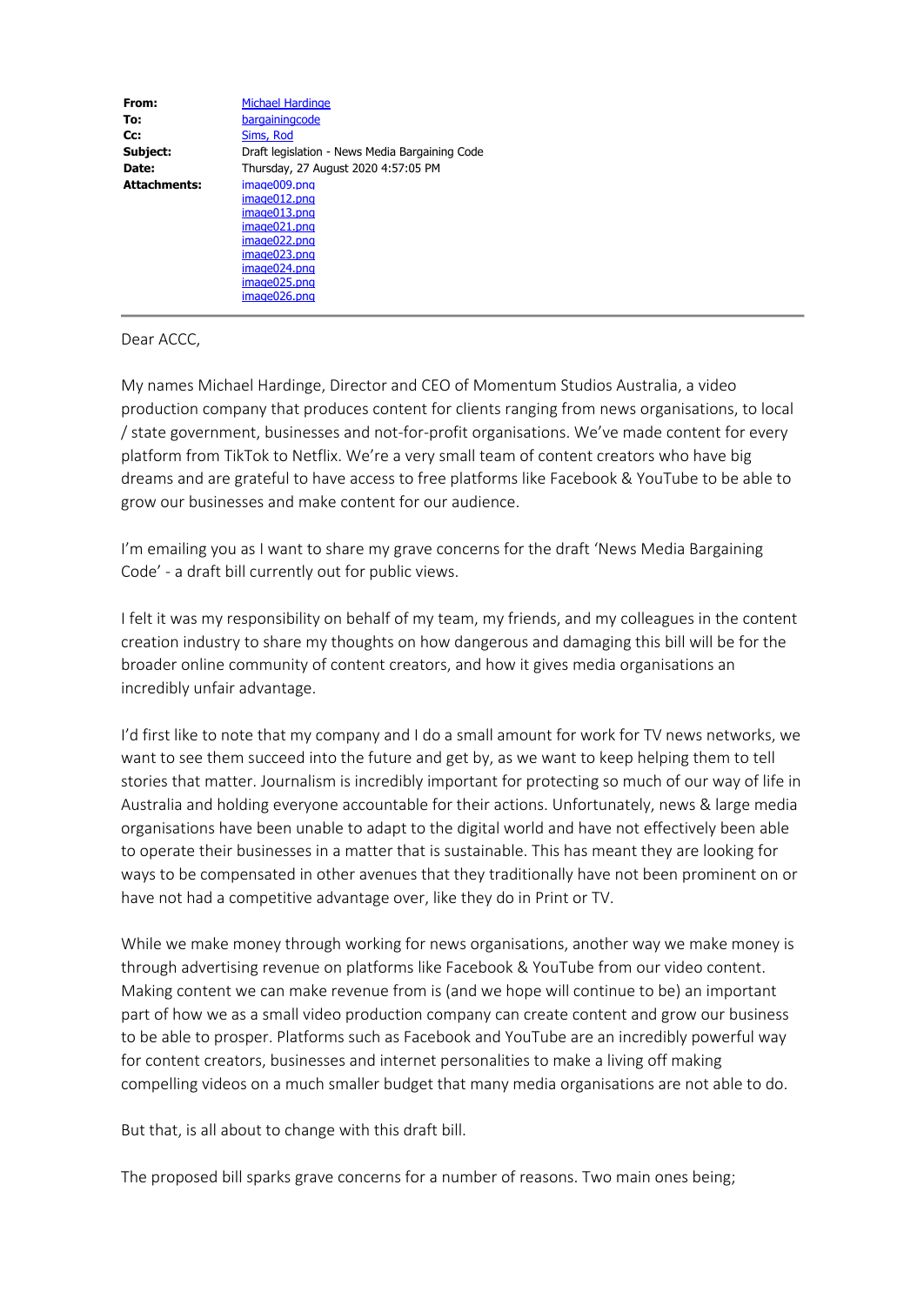| | |
|---|---|
| **From:** | Michael Hardinge |
| **To:** | bargainingcode |
| **Cc:** | Sims, Rod |
| **Subject:** | Draft legislation - News Media Bargaining Code |
| **Date:** | Thursday, 27 August 2020 4:57:05 PM |
| **Attachments:** | image009.png<br>image012.png<br>image013.png<br>image021.png<br>image022.png<br>image023.png<br>image024.png<br>image025.png<br>image026.png |

Dear ACCC,

My names Michael Hardinge, Director and CEO of Momentum Studios Australia, a video production company that produces content for clients ranging from news organisations, to local / state government, businesses and not-for-profit organisations. We've made content for every platform from TikTok to Netflix. We're a very small team of content creators who have big dreams and are grateful to have access to free platforms like Facebook & YouTube to be able to grow our businesses and make content for our audience.

I'm emailing you as I want to share my grave concerns for the draft 'News Media Bargaining Code' - a draft bill currently out for public views.

I felt it was my responsibility on behalf of my team, my friends, and my colleagues in the content creation industry to share my thoughts on how dangerous and damaging this bill will be for the broader online community of content creators, and how it gives media organisations an incredibly unfair advantage.

I'd first like to note that my company and I do a small amount for work for TV news networks, we want to see them succeed into the future and get by, as we want to keep helping them to tell stories that matter. Journalism is incredibly important for protecting so much of our way of life in Australia and holding everyone accountable for their actions. Unfortunately, news & large media organisations have been unable to adapt to the digital world and have not effectively been able to operate their businesses in a matter that is sustainable. This has meant they are looking for ways to be compensated in other avenues that they traditionally have not been prominent on or have not had a competitive advantage over, like they do in Print or TV.

While we make money through working for news organisations, another way we make money is through advertising revenue on platforms like Facebook & YouTube from our video content. Making content we can make revenue from is (and we hope will continue to be) an important part of how we as a small video production company can create content and grow our business to be able to prosper. Platforms such as Facebook and YouTube are an incredibly powerful way for content creators, businesses and internet personalities to make a living off making compelling videos on a much smaller budget that many media organisations are not able to do.

But that, is all about to change with this draft bill.

The proposed bill sparks grave concerns for a number of reasons. Two main ones being;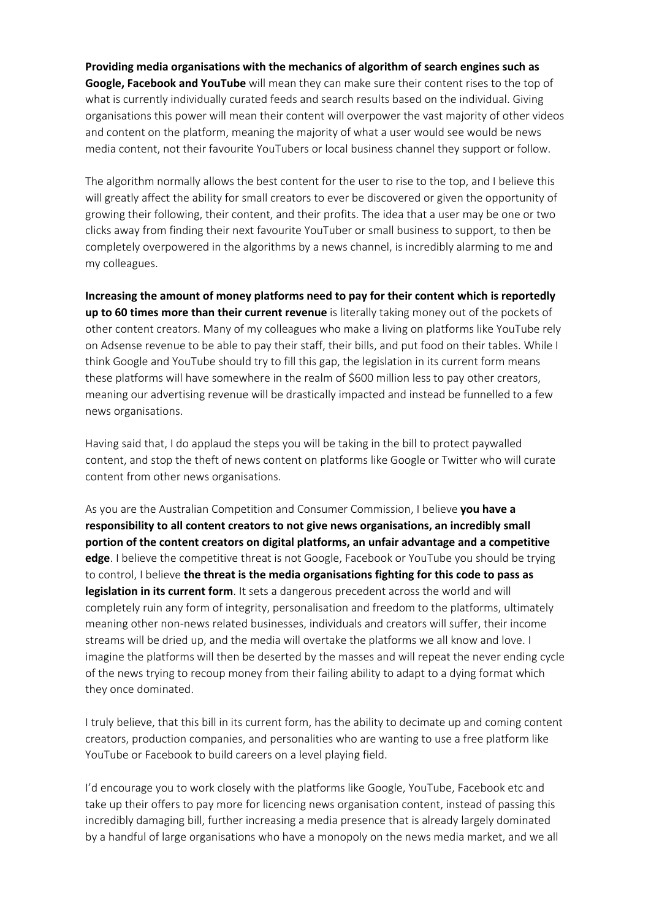**Providing media organisations with the mechanics of algorithm of search engines such as Google, Facebook and YouTube** will mean they can make sure their content rises to the top of what is currently individually curated feeds and search results based on the individual. Giving organisations this power will mean their content will overpower the vast majority of other videos and content on the platform, meaning the majority of what a user would see would be news media content, not their favourite YouTubers or local business channel they support or follow.

The algorithm normally allows the best content for the user to rise to the top, and I believe this will greatly affect the ability for small creators to ever be discovered or given the opportunity of growing their following, their content, and their profits. The idea that a user may be one or two clicks away from finding their next favourite YouTuber or small business to support, to then be completely overpowered in the algorithms by a news channel, is incredibly alarming to me and my colleagues.

**Increasing the amount of money platforms need to pay for their content which is reportedly up to 60 times more than their current revenue** is literally taking money out of the pockets of other content creators. Many of my colleagues who make a living on platforms like YouTube rely on Adsense revenue to be able to pay their staff, their bills, and put food on their tables. While I think Google and YouTube should try to fill this gap, the legislation in its current form means these platforms will have somewhere in the realm of $600 million less to pay other creators, meaning our advertising revenue will be drastically impacted and instead be funnelled to a few news organisations.

Having said that, I do applaud the steps you will be taking in the bill to protect paywalled content, and stop the theft of news content on platforms like Google or Twitter who will curate content from other news organisations.

As you are the Australian Competition and Consumer Commission, I believe **you have a responsibility to all content creators to not give news organisations, an incredibly small portion of the content creators on digital platforms, an unfair advantage and a competitive edge**. I believe the competitive threat is not Google, Facebook or YouTube you should be trying to control, I believe **the threat is the media organisations fighting for this code to pass as legislation in its current form**. It sets a dangerous precedent across the world and will completely ruin any form of integrity, personalisation and freedom to the platforms, ultimately meaning other non-news related businesses, individuals and creators will suffer, their income streams will be dried up, and the media will overtake the platforms we all know and love. I imagine the platforms will then be deserted by the masses and will repeat the never ending cycle of the news trying to recoup money from their failing ability to adapt to a dying format which they once dominated.

I truly believe, that this bill in its current form, has the ability to decimate up and coming content creators, production companies, and personalities who are wanting to use a free platform like YouTube or Facebook to build careers on a level playing field.

I'd encourage you to work closely with the platforms like Google, YouTube, Facebook etc and take up their offers to pay more for licencing news organisation content, instead of passing this incredibly damaging bill, further increasing a media presence that is already largely dominated by a handful of large organisations who have a monopoly on the news media market, and we all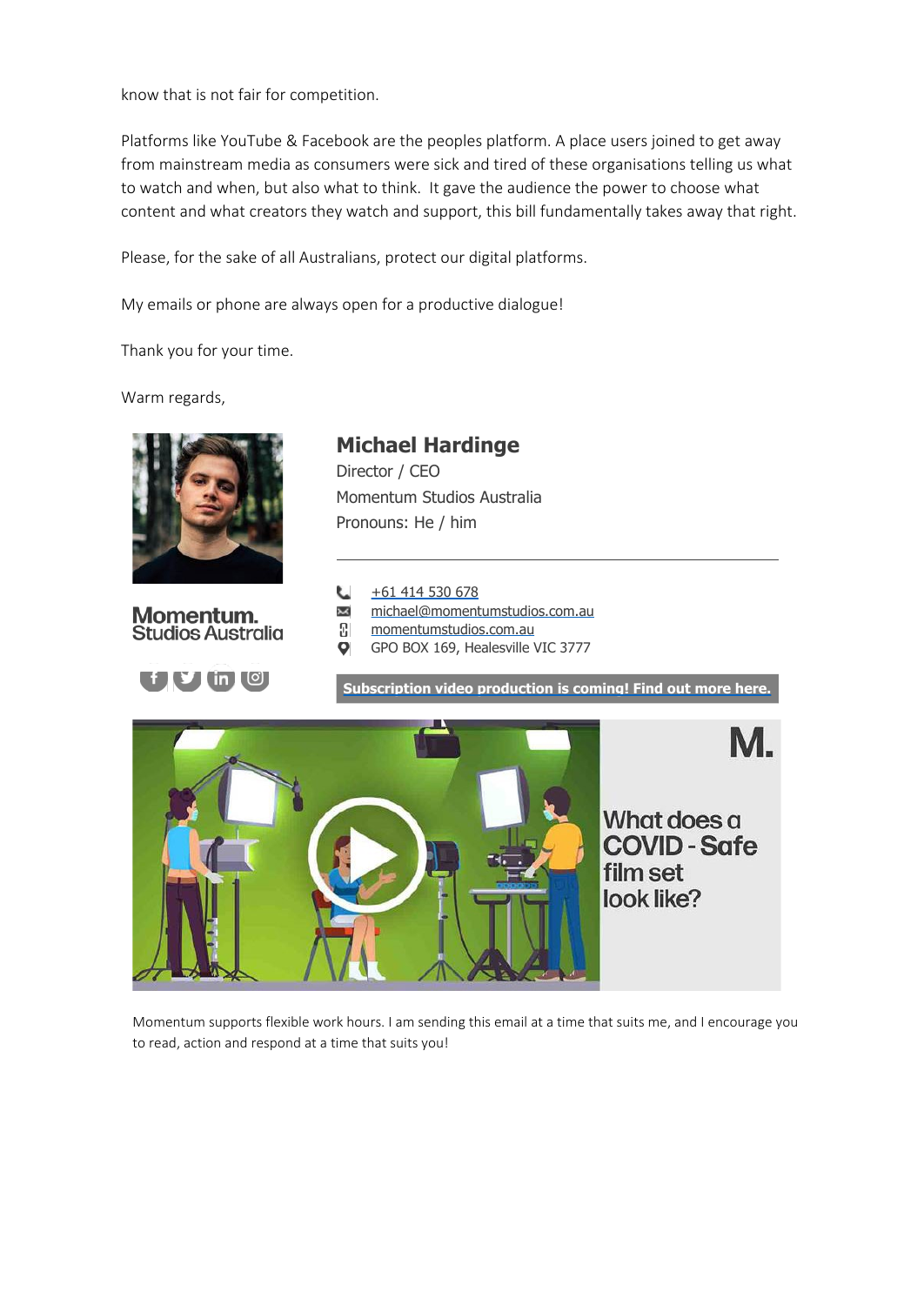know that is not fair for competition.

Platforms like YouTube & Facebook are the peoples platform. A place users joined to get away from mainstream media as consumers were sick and tired of these organisations telling us what to watch and when, but also what to think. It gave the audience the power to choose what content and what creators they watch and support, this bill fundamentally takes away that right.

Please, for the sake of all Australians, protect our digital platforms.

My emails or phone are always open for a productive dialogue!

Thank you for your time.

Warm regards,

**Michael Hardinge**
Director / CEO
Momentum Studios Australia
Pronouns: He / him

Momentum. Studios Australia

+61 414 530 678
michael@momentumstudios.com.au
momentumstudios.com.au
GPO BOX 169, Healesville VIC 3777

**Subscription video production is coming! Find out more here.**

M.

What does a COVID - Safe film set look like?

Momentum supports flexible work hours. I am sending this email at a time that suits me, and I encourage you to read, action and respond at a time that suits you!